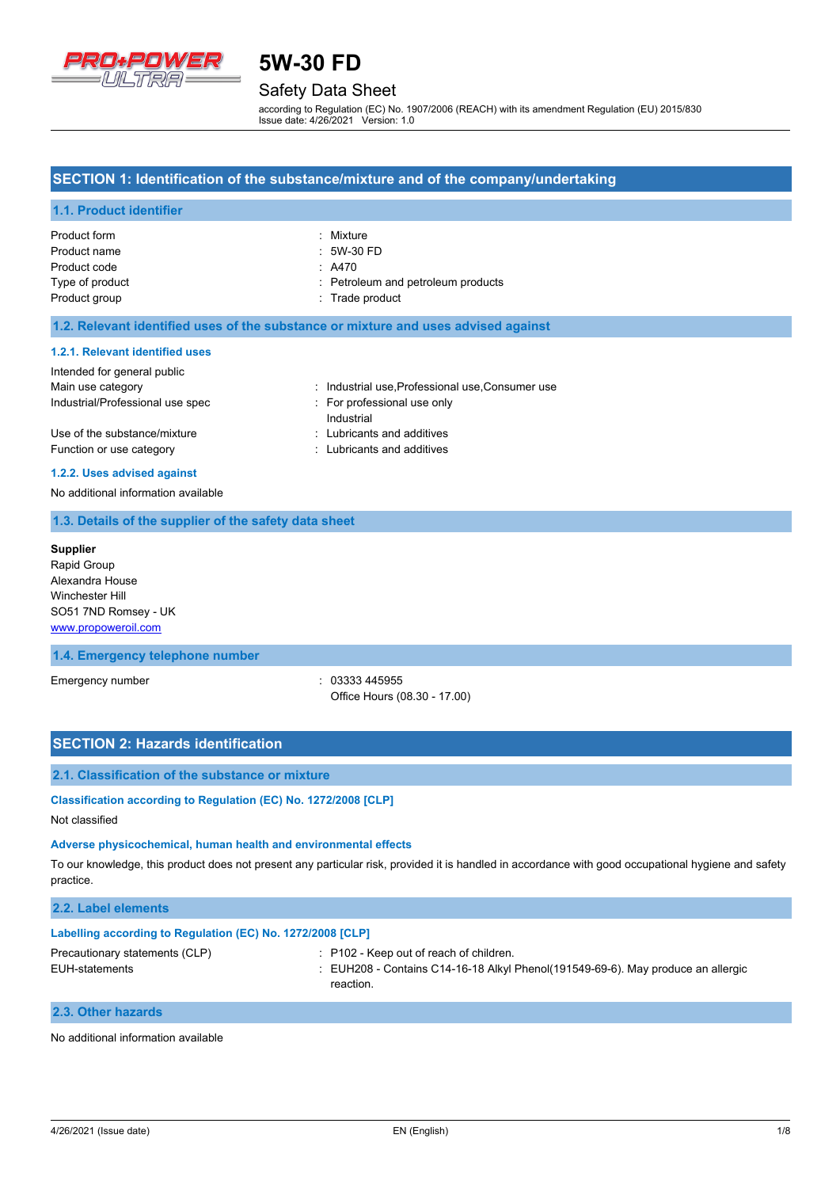# 5W-30 FD

## Safety Data Sheet

according to Regulation (EC) No. 1907/2006 (REACH) with its amendment Regulation (EU) 2015/830
Issue date: 4/26/2021 Version: 1.0

## SECTION 1: Identification of the substance/mixture and of the company/undertaking

### 1.1. Product identifier

| | |
|---|---|
| Product form | : Mixture |
| Product name | : 5W-30 FD |
| Product code | : A470 |
| Type of product | : Petroleum and petroleum products |
| Product group | : Trade product |

### 1.2. Relevant identified uses of the substance or mixture and uses advised against

#### 1.2.1. Relevant identified uses

Intended for general public

| | |
|---|---|
| Main use category | : Industrial use,Professional use,Consumer use |
| Industrial/Professional use spec | : For professional use only<br>Industrial |
| Use of the substance/mixture | : Lubricants and additives |
| Function or use category | : Lubricants and additives |

#### 1.2.2. Uses advised against

No additional information available

### 1.3. Details of the supplier of the safety data sheet

**Supplier**
Rapid Group
Alexandra House
Winchester Hill
SO51 7ND Romsey - UK
www.propoweroil.com

### 1.4. Emergency telephone number

| | |
|---|---|
| Emergency number | : 03333 445955<br>Office Hours (08.30 - 17.00) |

## SECTION 2: Hazards identification

### 2.1. Classification of the substance or mixture

#### Classification according to Regulation (EC) No. 1272/2008 [CLP]

Not classified

#### Adverse physicochemical, human health and environmental effects

To our knowledge, this product does not present any particular risk, provided it is handled in accordance with good occupational hygiene and safety practice.

### 2.2. Label elements

#### Labelling according to Regulation (EC) No. 1272/2008 [CLP]

| | |
|---|---|
| Precautionary statements (CLP) | : P102 - Keep out of reach of children. |
| EUH-statements | : EUH208 - Contains C14-16-18 Alkyl Phenol(191549-69-6). May produce an allergic reaction. |

### 2.3. Other hazards

No additional information available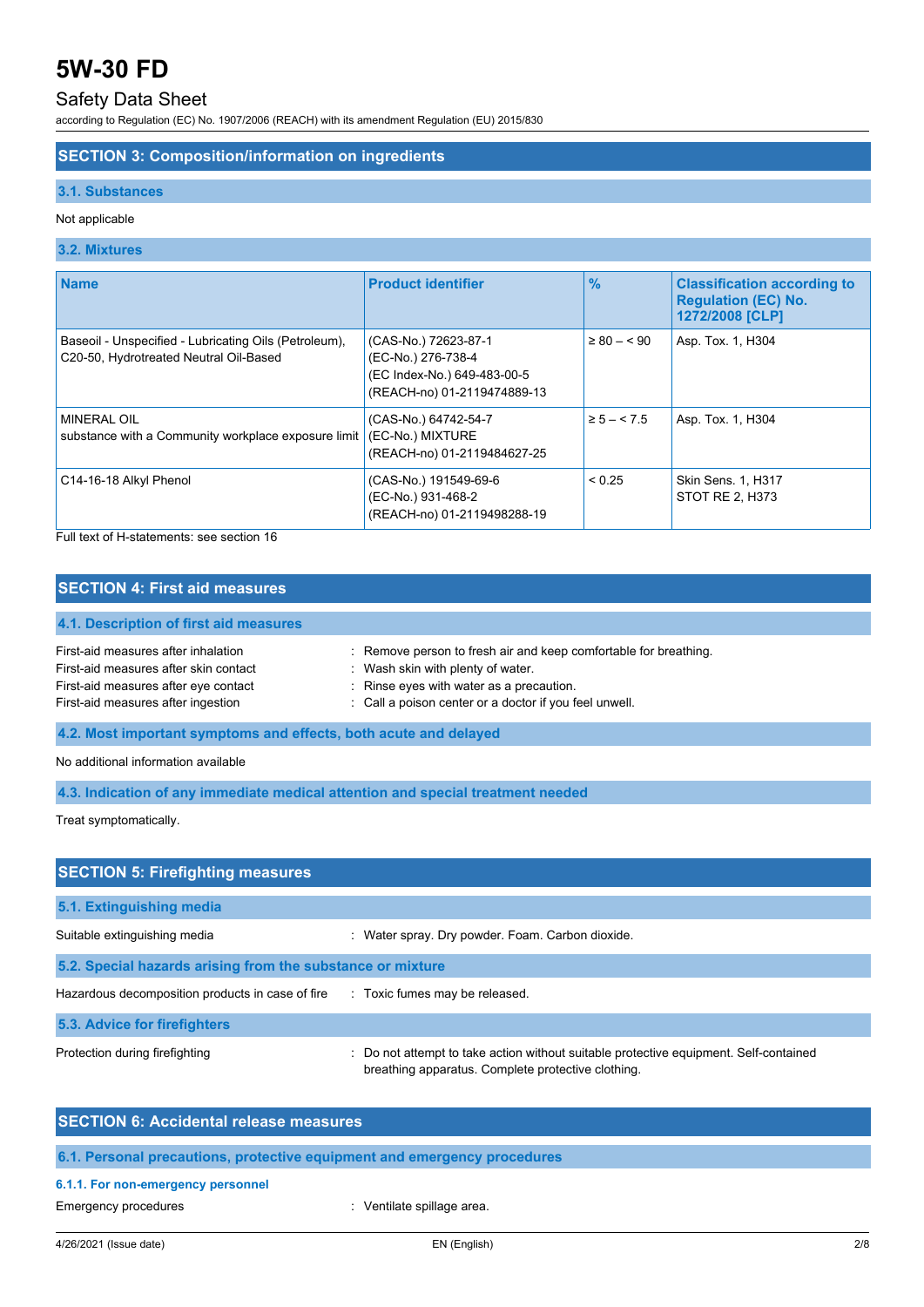## SECTION 3: Composition/information on ingredients

### 3.1. Substances

Not applicable

### 3.2. Mixtures

| Name | Product identifier | % | Classification according to Regulation (EC) No. 1272/2008 [CLP] |
|---|---|---|---|
| Baseoil - Unspecified - Lubricating Oils (Petroleum), C20-50, Hydrotreated Neutral Oil-Based | (CAS-No.) 72623-87-1<br>(EC-No.) 276-738-4<br>(EC Index-No.) 649-483-00-5<br>(REACH-no) 01-2119474889-13 | ≥ 80 – < 90 | Asp. Tox. 1, H304 |
| MINERAL OIL<br>substance with a Community workplace exposure limit | (CAS-No.) 64742-54-7<br>(EC-No.) MIXTURE<br>(REACH-no) 01-2119484627-25 | ≥ 5 – < 7.5 | Asp. Tox. 1, H304 |
| C14-16-18 Alkyl Phenol | (CAS-No.) 191549-69-6<br>(EC-No.) 931-468-2<br>(REACH-no) 01-2119498288-19 | < 0.25 | Skin Sens. 1, H317<br>STOT RE 2, H373 |

Full text of H-statements: see section 16

## SECTION 4: First aid measures

### 4.1. Description of first aid measures

First-aid measures after inhalation : Remove person to fresh air and keep comfortable for breathing.
First-aid measures after skin contact : Wash skin with plenty of water.
First-aid measures after eye contact : Rinse eyes with water as a precaution.
First-aid measures after ingestion : Call a poison center or a doctor if you feel unwell.

### 4.2. Most important symptoms and effects, both acute and delayed

No additional information available

### 4.3. Indication of any immediate medical attention and special treatment needed

Treat symptomatically.

## SECTION 5: Firefighting measures

### 5.1. Extinguishing media

Suitable extinguishing media : Water spray. Dry powder. Foam. Carbon dioxide.

### 5.2. Special hazards arising from the substance or mixture

Hazardous decomposition products in case of fire : Toxic fumes may be released.

### 5.3. Advice for firefighters

Protection during firefighting : Do not attempt to take action without suitable protective equipment. Self-contained breathing apparatus. Complete protective clothing.

## SECTION 6: Accidental release measures

### 6.1. Personal precautions, protective equipment and emergency procedures

#### 6.1.1. For non-emergency personnel

Emergency procedures : Ventilate spillage area.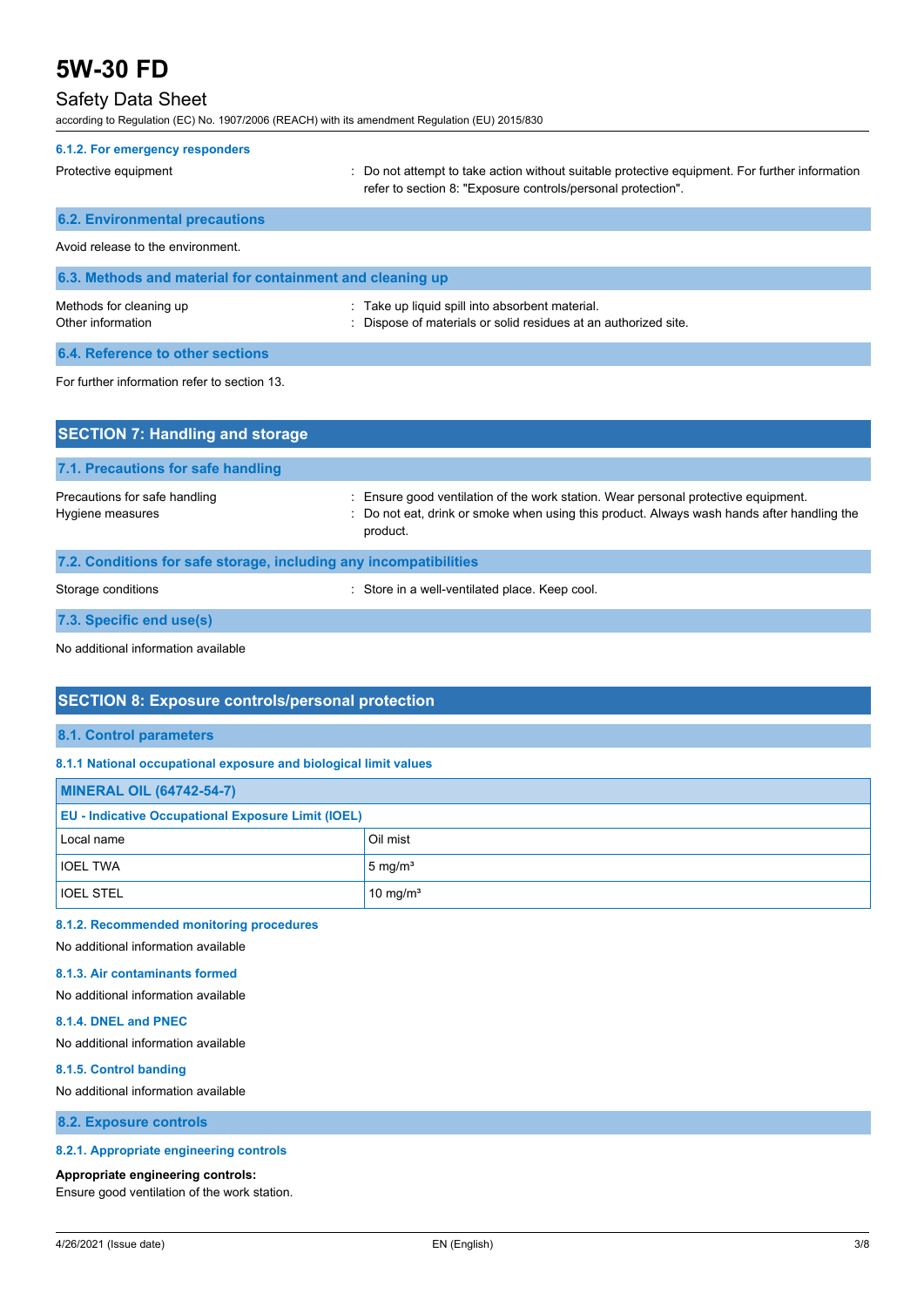#### 6.1.2. For emergency responders

Protective equipment : Do not attempt to take action without suitable protective equipment. For further information refer to section 8: "Exposure controls/personal protection".

### 6.2. Environmental precautions

Avoid release to the environment.

### 6.3. Methods and material for containment and cleaning up

Methods for cleaning up : Take up liquid spill into absorbent material.

Other information : Dispose of materials or solid residues at an authorized site.

### 6.4. Reference to other sections

For further information refer to section 13.

## SECTION 7: Handling and storage

### 7.1. Precautions for safe handling

Precautions for safe handling : Ensure good ventilation of the work station. Wear personal protective equipment.

Hygiene measures : Do not eat, drink or smoke when using this product. Always wash hands after handling the product.

### 7.2. Conditions for safe storage, including any incompatibilities

Storage conditions : Store in a well-ventilated place. Keep cool.

### 7.3. Specific end use(s)

No additional information available

## SECTION 8: Exposure controls/personal protection

### 8.1. Control parameters

#### 8.1.1 National occupational exposure and biological limit values

| MINERAL OIL (64742-54-7) | |
|---|---|
| **EU - Indicative Occupational Exposure Limit (IOEL)** | |
| Local name | Oil mist |
| IOEL TWA | 5 mg/m³ |
| IOEL STEL | 10 mg/m³ |

#### 8.1.2. Recommended monitoring procedures

No additional information available

#### 8.1.3. Air contaminants formed

No additional information available

#### 8.1.4. DNEL and PNEC

No additional information available

#### 8.1.5. Control banding

No additional information available

### 8.2. Exposure controls

#### 8.2.1. Appropriate engineering controls

**Appropriate engineering controls:**

Ensure good ventilation of the work station.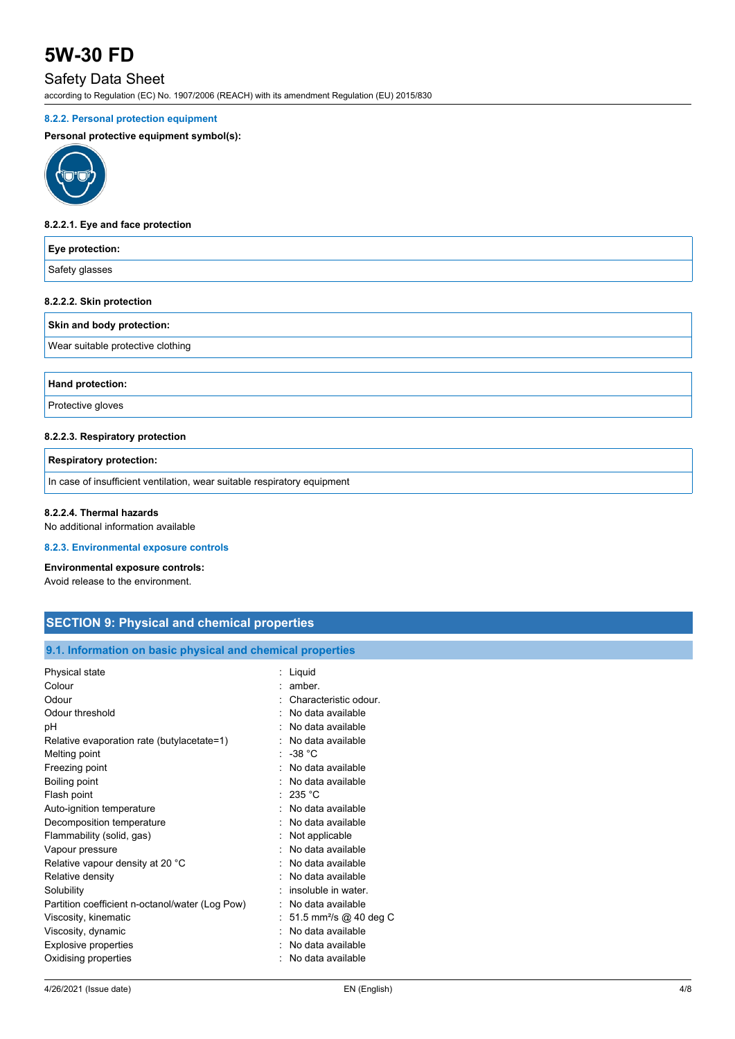#### 8.2.2. Personal protection equipment

**Personal protective equipment symbol(s):**

##### 8.2.2.1. Eye and face protection

| Eye protection: |
| --- |
| Safety glasses |

##### 8.2.2.2. Skin protection

| Skin and body protection: |
| --- |
| Wear suitable protective clothing |

| Hand protection: |
| --- |
| Protective gloves |

##### 8.2.2.3. Respiratory protection

| Respiratory protection: |
| --- |
| In case of insufficient ventilation, wear suitable respiratory equipment |

##### 8.2.2.4. Thermal hazards

No additional information available

#### 8.2.3. Environmental exposure controls

**Environmental exposure controls:**

Avoid release to the environment.

## SECTION 9: Physical and chemical properties

### 9.1. Information on basic physical and chemical properties

| | |
| --- | --- |
| Physical state | : Liquid |
| Colour | : amber. |
| Odour | : Characteristic odour. |
| Odour threshold | : No data available |
| pH | : No data available |
| Relative evaporation rate (butylacetate=1) | : No data available |
| Melting point | : -38 °C |
| Freezing point | : No data available |
| Boiling point | : No data available |
| Flash point | : 235 °C |
| Auto-ignition temperature | : No data available |
| Decomposition temperature | : No data available |
| Flammability (solid, gas) | : Not applicable |
| Vapour pressure | : No data available |
| Relative vapour density at 20 °C | : No data available |
| Relative density | : No data available |
| Solubility | : insoluble in water. |
| Partition coefficient n-octanol/water (Log Pow) | : No data available |
| Viscosity, kinematic | : 51.5 $mm^2/s$ @ 40 deg C |
| Viscosity, dynamic | : No data available |
| Explosive properties | : No data available |
| Oxidising properties | : No data available |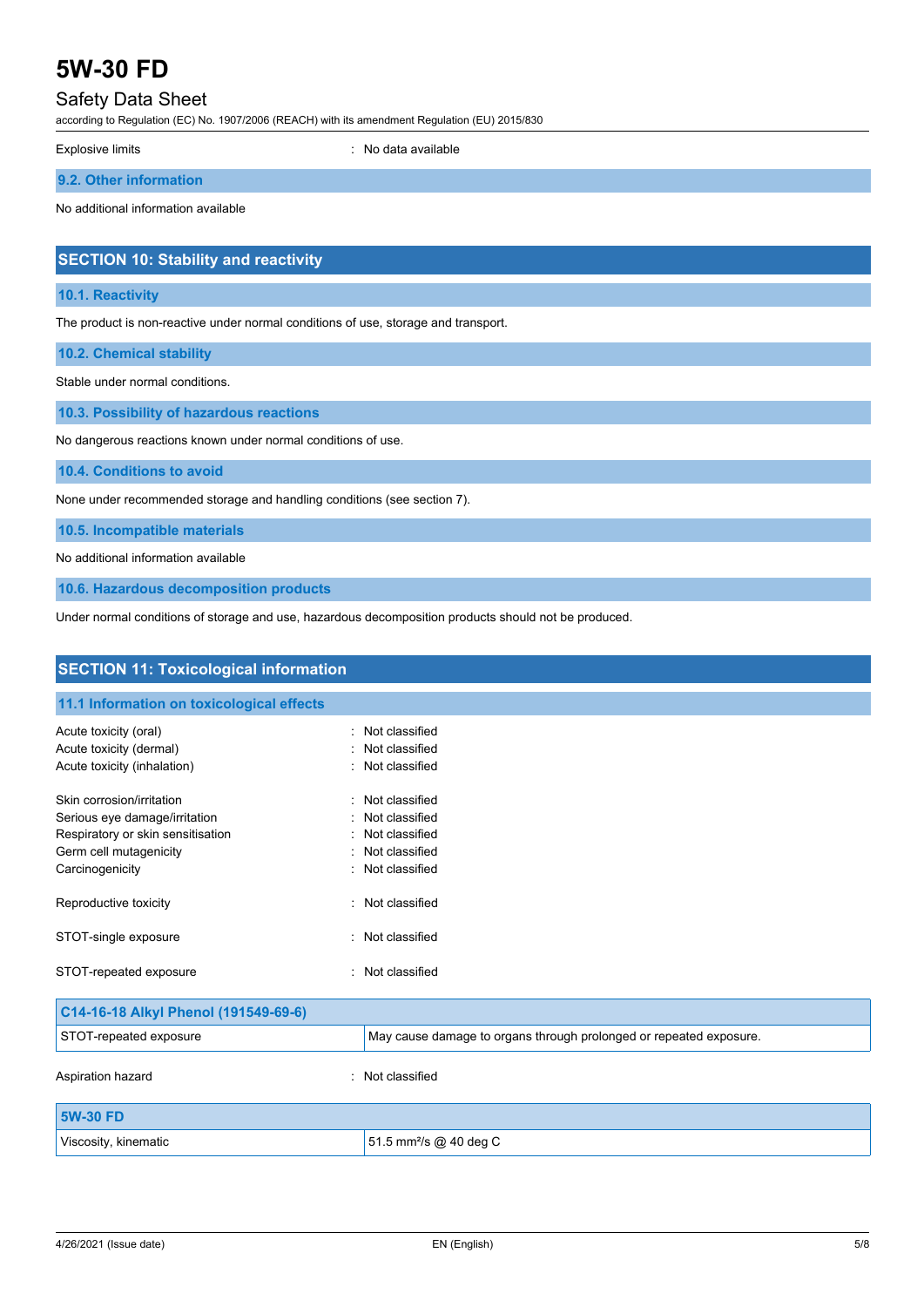Explosive limits : No data available

### 9.2. Other information

No additional information available

## SECTION 10: Stability and reactivity

### 10.1. Reactivity

The product is non-reactive under normal conditions of use, storage and transport.

### 10.2. Chemical stability

Stable under normal conditions.

### 10.3. Possibility of hazardous reactions

No dangerous reactions known under normal conditions of use.

### 10.4. Conditions to avoid

None under recommended storage and handling conditions (see section 7).

### 10.5. Incompatible materials

No additional information available

### 10.6. Hazardous decomposition products

Under normal conditions of storage and use, hazardous decomposition products should not be produced.

## SECTION 11: Toxicological information

### 11.1 Information on toxicological effects

Acute toxicity (oral) : Not classified
Acute toxicity (dermal) : Not classified
Acute toxicity (inhalation) : Not classified

Skin corrosion/irritation : Not classified
Serious eye damage/irritation : Not classified
Respiratory or skin sensitisation : Not classified
Germ cell mutagenicity : Not classified
Carcinogenicity : Not classified

Reproductive toxicity : Not classified

STOT-single exposure : Not classified

STOT-repeated exposure : Not classified

| C14-16-18 Alkyl Phenol (191549-69-6) | |
|---|---|
| STOT-repeated exposure | May cause damage to organs through prolonged or repeated exposure. |

Aspiration hazard : Not classified

| 5W-30 FD | |
|---|---|
| Viscosity, kinematic | 51.5 $mm^2/s$ @ 40 deg C |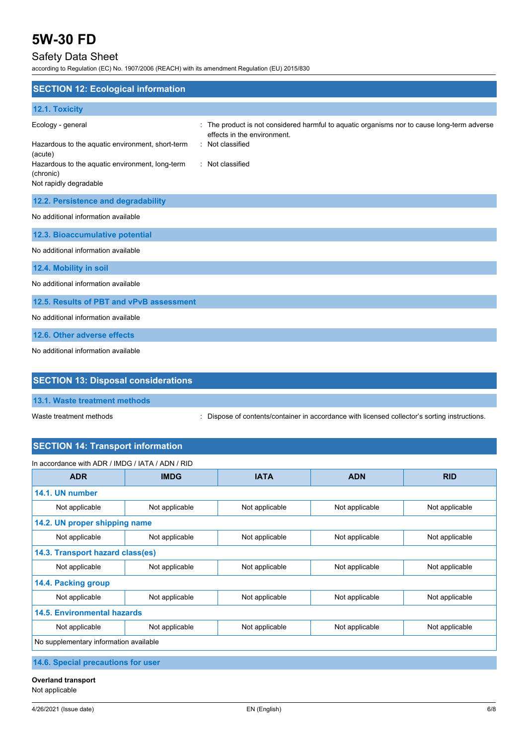## SECTION 12: Ecological information

### 12.1. Toxicity

| | |
|---|---|
| Ecology - general | : The product is not considered harmful to aquatic organisms nor to cause long-term adverse effects in the environment. |
| Hazardous to the aquatic environment, short-term (acute) | : Not classified |
| Hazardous to the aquatic environment, long-term (chronic) | : Not classified |
| Not rapidly degradable | |

### 12.2. Persistence and degradability

No additional information available

### 12.3. Bioaccumulative potential

No additional information available

### 12.4. Mobility in soil

No additional information available

### 12.5. Results of PBT and vPvB assessment

No additional information available

### 12.6. Other adverse effects

No additional information available

## SECTION 13: Disposal considerations

### 13.1. Waste treatment methods

| | |
|---|---|
| Waste treatment methods | : Dispose of contents/container in accordance with licensed collector's sorting instructions. |

## SECTION 14: Transport information

In accordance with ADR / IMDG / IATA / ADN / RID

| ADR | IMDG | IATA | ADN | RID |
|---|---|---|---|---|
| **14.1. UN number** | | | | |
| Not applicable | Not applicable | Not applicable | Not applicable | Not applicable |
| **14.2. UN proper shipping name** | | | | |
| Not applicable | Not applicable | Not applicable | Not applicable | Not applicable |
| **14.3. Transport hazard class(es)** | | | | |
| Not applicable | Not applicable | Not applicable | Not applicable | Not applicable |
| **14.4. Packing group** | | | | |
| Not applicable | Not applicable | Not applicable | Not applicable | Not applicable |
| **14.5. Environmental hazards** | | | | |
| Not applicable | Not applicable | Not applicable | Not applicable | Not applicable |
| No supplementary information available | | | | |

### 14.6. Special precautions for user

**Overland transport**

Not applicable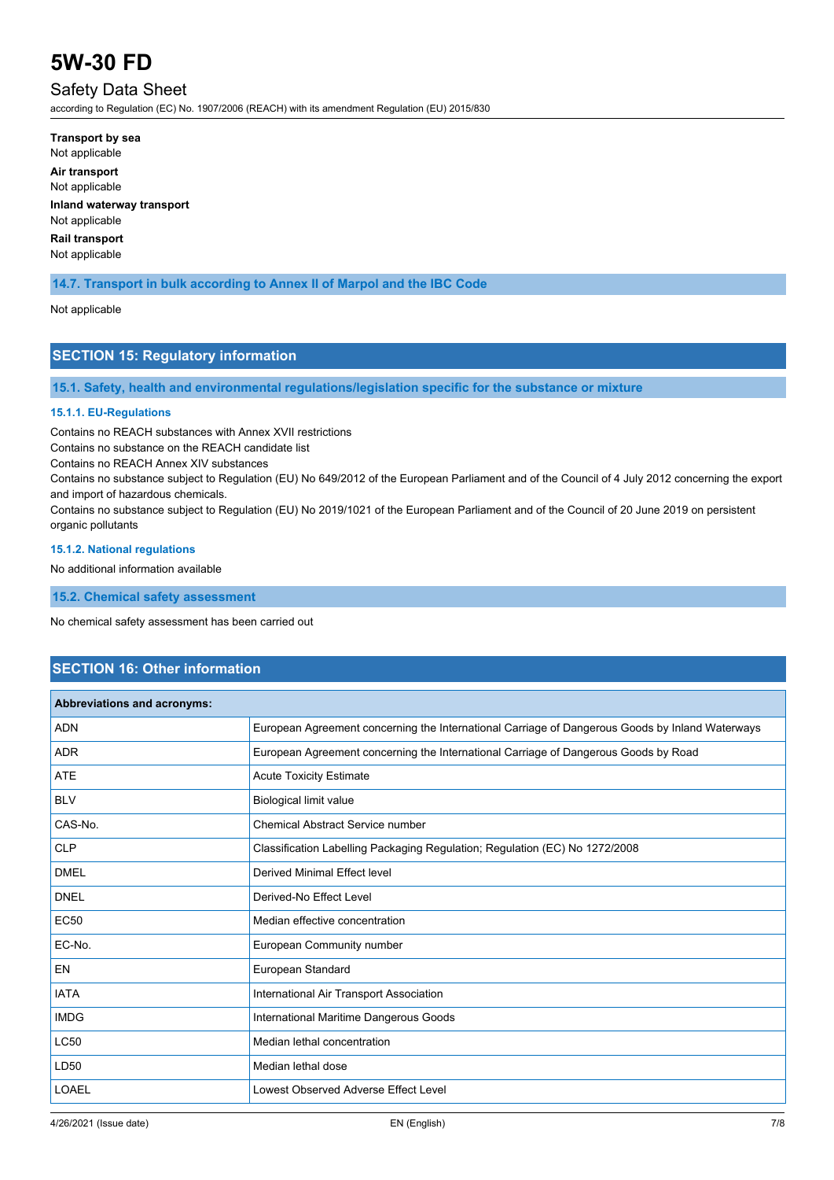**Transport by sea**

Not applicable

**Air transport**

Not applicable

**Inland waterway transport**

Not applicable

**Rail transport**

Not applicable

### 14.7. Transport in bulk according to Annex II of Marpol and the IBC Code

Not applicable

## SECTION 15: Regulatory information

### 15.1. Safety, health and environmental regulations/legislation specific for the substance or mixture

#### 15.1.1. EU-Regulations

Contains no REACH substances with Annex XVII restrictions

Contains no substance on the REACH candidate list

Contains no REACH Annex XIV substances

Contains no substance subject to Regulation (EU) No 649/2012 of the European Parliament and of the Council of 4 July 2012 concerning the export and import of hazardous chemicals.

Contains no substance subject to Regulation (EU) No 2019/1021 of the European Parliament and of the Council of 20 June 2019 on persistent organic pollutants

#### 15.1.2. National regulations

No additional information available

### 15.2. Chemical safety assessment

No chemical safety assessment has been carried out

## SECTION 16: Other information

| Abbreviations and acronyms: | |
|---|---|
| ADN | European Agreement concerning the International Carriage of Dangerous Goods by Inland Waterways |
| ADR | European Agreement concerning the International Carriage of Dangerous Goods by Road |
| ATE | Acute Toxicity Estimate |
| BLV | Biological limit value |
| CAS-No. | Chemical Abstract Service number |
| CLP | Classification Labelling Packaging Regulation; Regulation (EC) No 1272/2008 |
| DMEL | Derived Minimal Effect level |
| DNEL | Derived-No Effect Level |
| EC50 | Median effective concentration |
| EC-No. | European Community number |
| EN | European Standard |
| IATA | International Air Transport Association |
| IMDG | International Maritime Dangerous Goods |
| LC50 | Median lethal concentration |
| LD50 | Median lethal dose |
| LOAEL | Lowest Observed Adverse Effect Level |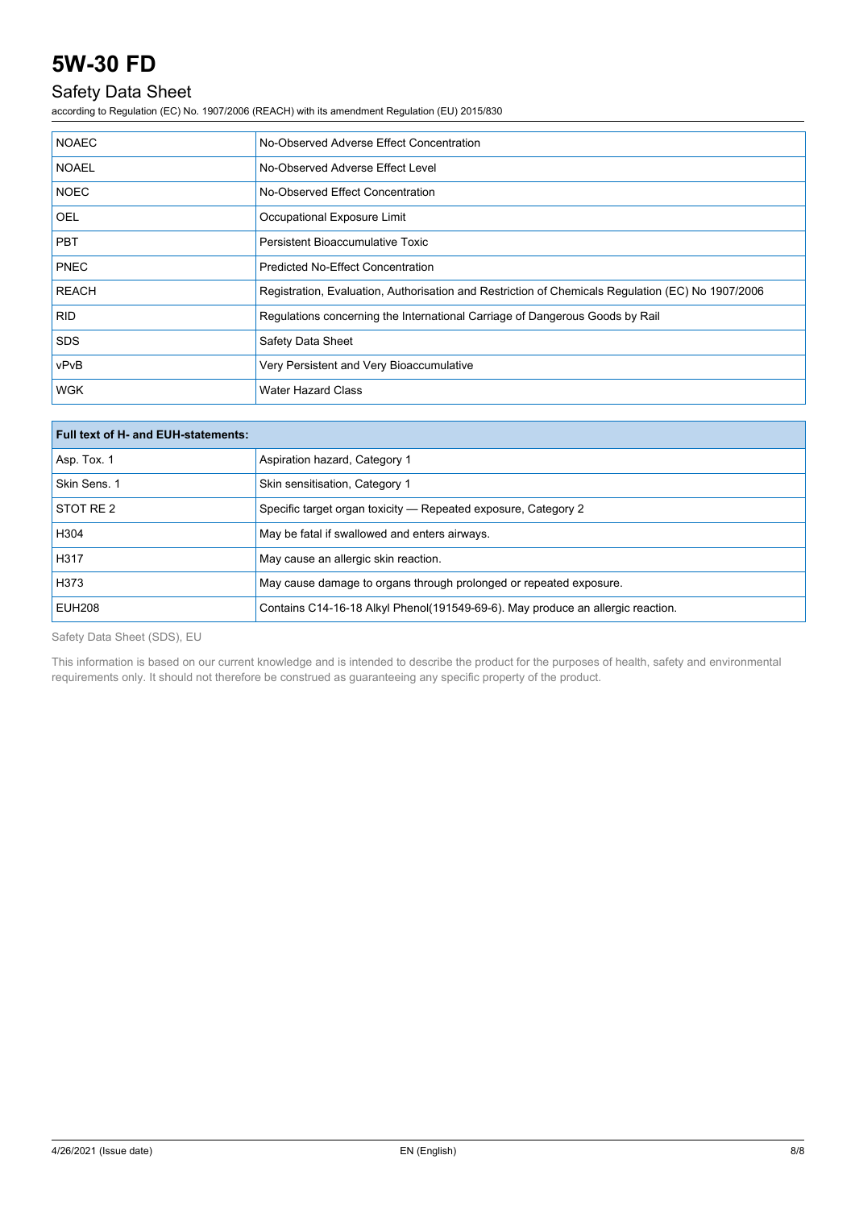| | |
|---|---|
| NOAEC | No-Observed Adverse Effect Concentration |
| NOAEL | No-Observed Adverse Effect Level |
| NOEC | No-Observed Effect Concentration |
| OEL | Occupational Exposure Limit |
| PBT | Persistent Bioaccumulative Toxic |
| PNEC | Predicted No-Effect Concentration |
| REACH | Registration, Evaluation, Authorisation and Restriction of Chemicals Regulation (EC) No 1907/2006 |
| RID | Regulations concerning the International Carriage of Dangerous Goods by Rail |
| SDS | Safety Data Sheet |
| vPvB | Very Persistent and Very Bioaccumulative |
| WGK | Water Hazard Class |

| **Full text of H- and EUH-statements:** | |
|---|---|
| Asp. Tox. 1 | Aspiration hazard, Category 1 |
| Skin Sens. 1 | Skin sensitisation, Category 1 |
| STOT RE 2 | Specific target organ toxicity — Repeated exposure, Category 2 |
| H304 | May be fatal if swallowed and enters airways. |
| H317 | May cause an allergic skin reaction. |
| H373 | May cause damage to organs through prolonged or repeated exposure. |
| EUH208 | Contains C14-16-18 Alkyl Phenol(191549-69-6). May produce an allergic reaction. |

Safety Data Sheet (SDS), EU

This information is based on our current knowledge and is intended to describe the product for the purposes of health, safety and environmental requirements only. It should not therefore be construed as guaranteeing any specific property of the product.